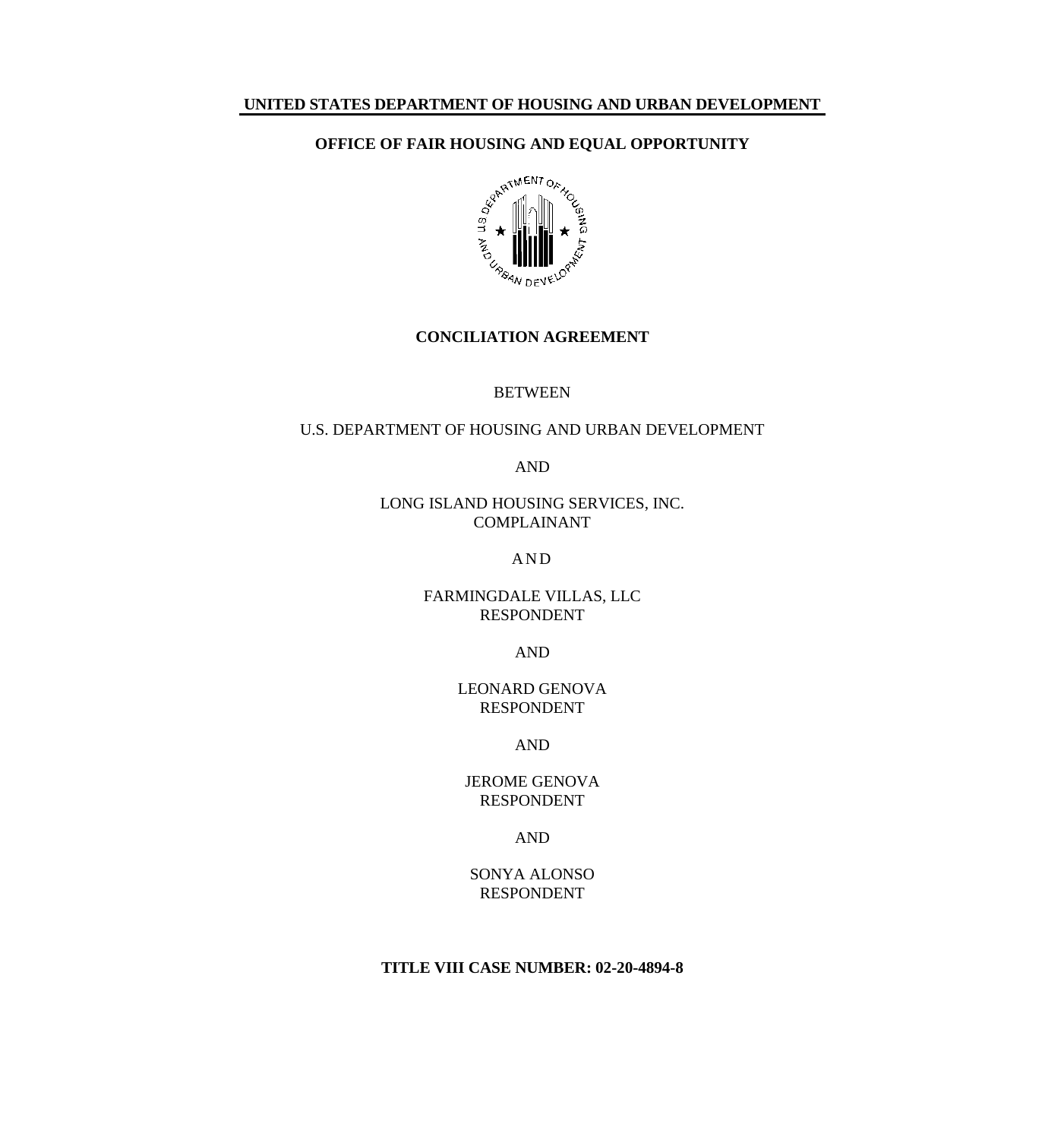**UNITED STATES DEPARTMENT OF HOUSING AND URBAN DEVELOPMENT**

**OFFICE OF FAIR HOUSING AND EQUAL OPPORTUNITY**

# CONCILIATION AGREEMENT

BETWEEN

U.S. DEPARTMENT OF HOUSING AND URBAN DEVELOPMENT

AND

LONG ISLAND HOUSING SERVICES, INC.
COMPLAINANT

AND

FARMINGDALE VILLAS, LLC
RESPONDENT

AND

LEONARD GENOVA
RESPONDENT

AND

JEROME GENOVA
RESPONDENT

AND

SONYA ALONSO
RESPONDENT

**TITLE VIII CASE NUMBER: 02-20-4894-8**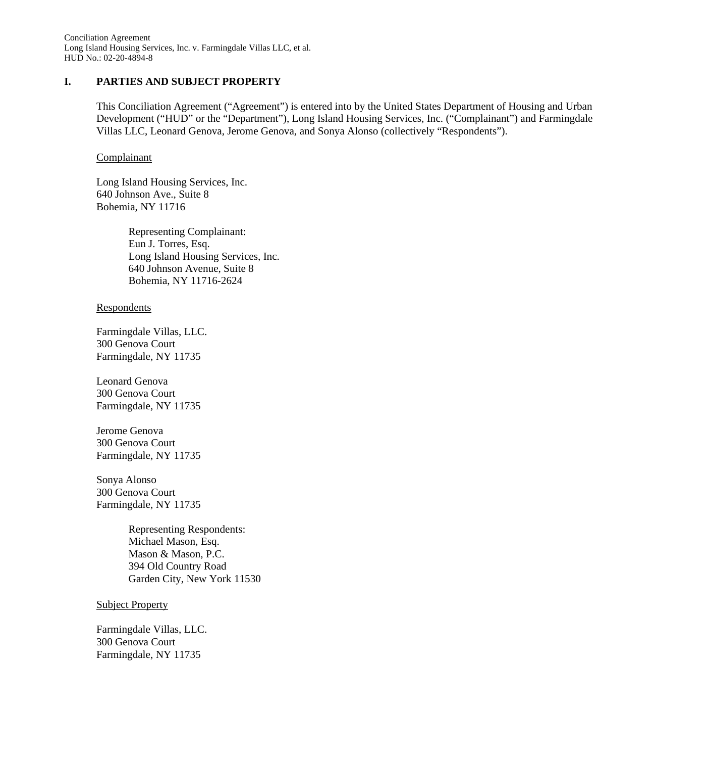## I. PARTIES AND SUBJECT PROPERTY

This Conciliation Agreement ("Agreement") is entered into by the United States Department of Housing and Urban Development ("HUD" or the "Department"), Long Island Housing Services, Inc. ("Complainant") and Farmingdale Villas LLC, Leonard Genova, Jerome Genova, and Sonya Alonso (collectively "Respondents").

Complainant

Long Island Housing Services, Inc.
640 Johnson Ave., Suite 8
Bohemia, NY 11716

> Representing Complainant:
> Eun J. Torres, Esq.
> Long Island Housing Services, Inc.
> 640 Johnson Avenue, Suite 8
> Bohemia, NY 11716-2624

Respondents

Farmingdale Villas, LLC.
300 Genova Court
Farmingdale, NY 11735

Leonard Genova
300 Genova Court
Farmingdale, NY 11735

Jerome Genova
300 Genova Court
Farmingdale, NY 11735

Sonya Alonso
300 Genova Court
Farmingdale, NY 11735

> Representing Respondents:
> Michael Mason, Esq.
> Mason & Mason, P.C.
> 394 Old Country Road
> Garden City, New York 11530

Subject Property

Farmingdale Villas, LLC.
300 Genova Court
Farmingdale, NY 11735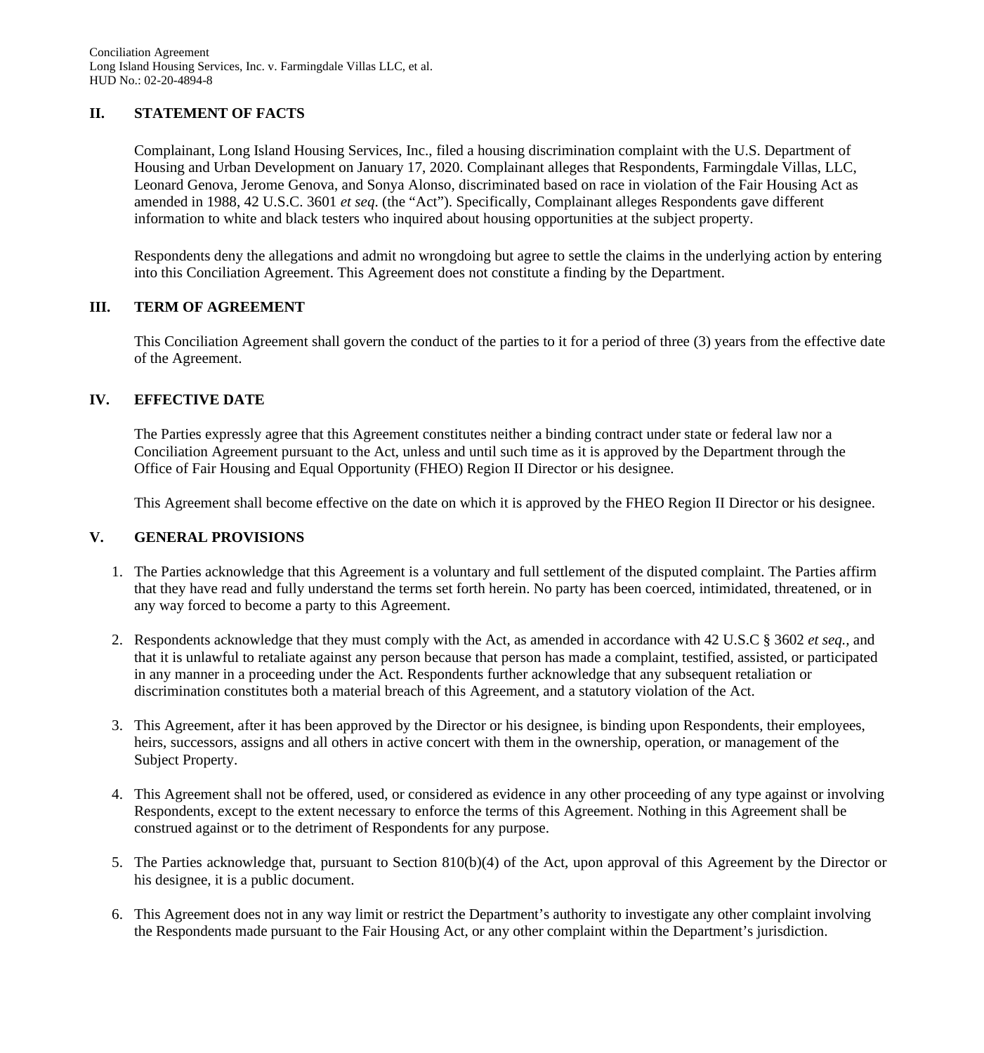## II. STATEMENT OF FACTS

Complainant, Long Island Housing Services, Inc., filed a housing discrimination complaint with the U.S. Department of Housing and Urban Development on January 17, 2020. Complainant alleges that Respondents, Farmingdale Villas, LLC, Leonard Genova, Jerome Genova, and Sonya Alonso, discriminated based on race in violation of the Fair Housing Act as amended in 1988, 42 U.S.C. 3601 *et seq.* (the "Act"). Specifically, Complainant alleges Respondents gave different information to white and black testers who inquired about housing opportunities at the subject property.

Respondents deny the allegations and admit no wrongdoing but agree to settle the claims in the underlying action by entering into this Conciliation Agreement. This Agreement does not constitute a finding by the Department.

## III. TERM OF AGREEMENT

This Conciliation Agreement shall govern the conduct of the parties to it for a period of three (3) years from the effective date of the Agreement.

## IV. EFFECTIVE DATE

The Parties expressly agree that this Agreement constitutes neither a binding contract under state or federal law nor a Conciliation Agreement pursuant to the Act, unless and until such time as it is approved by the Department through the Office of Fair Housing and Equal Opportunity (FHEO) Region II Director or his designee.

This Agreement shall become effective on the date on which it is approved by the FHEO Region II Director or his designee.

## V. GENERAL PROVISIONS

1. The Parties acknowledge that this Agreement is a voluntary and full settlement of the disputed complaint. The Parties affirm that they have read and fully understand the terms set forth herein. No party has been coerced, intimidated, threatened, or in any way forced to become a party to this Agreement.

2. Respondents acknowledge that they must comply with the Act, as amended in accordance with 42 U.S.C § 3602 *et seq.,* and that it is unlawful to retaliate against any person because that person has made a complaint, testified, assisted, or participated in any manner in a proceeding under the Act. Respondents further acknowledge that any subsequent retaliation or discrimination constitutes both a material breach of this Agreement, and a statutory violation of the Act.

3. This Agreement, after it has been approved by the Director or his designee, is binding upon Respondents, their employees, heirs, successors, assigns and all others in active concert with them in the ownership, operation, or management of the Subject Property.

4. This Agreement shall not be offered, used, or considered as evidence in any other proceeding of any type against or involving Respondents, except to the extent necessary to enforce the terms of this Agreement. Nothing in this Agreement shall be construed against or to the detriment of Respondents for any purpose.

5. The Parties acknowledge that, pursuant to Section 810(b)(4) of the Act, upon approval of this Agreement by the Director or his designee, it is a public document.

6. This Agreement does not in any way limit or restrict the Department's authority to investigate any other complaint involving the Respondents made pursuant to the Fair Housing Act, or any other complaint within the Department's jurisdiction.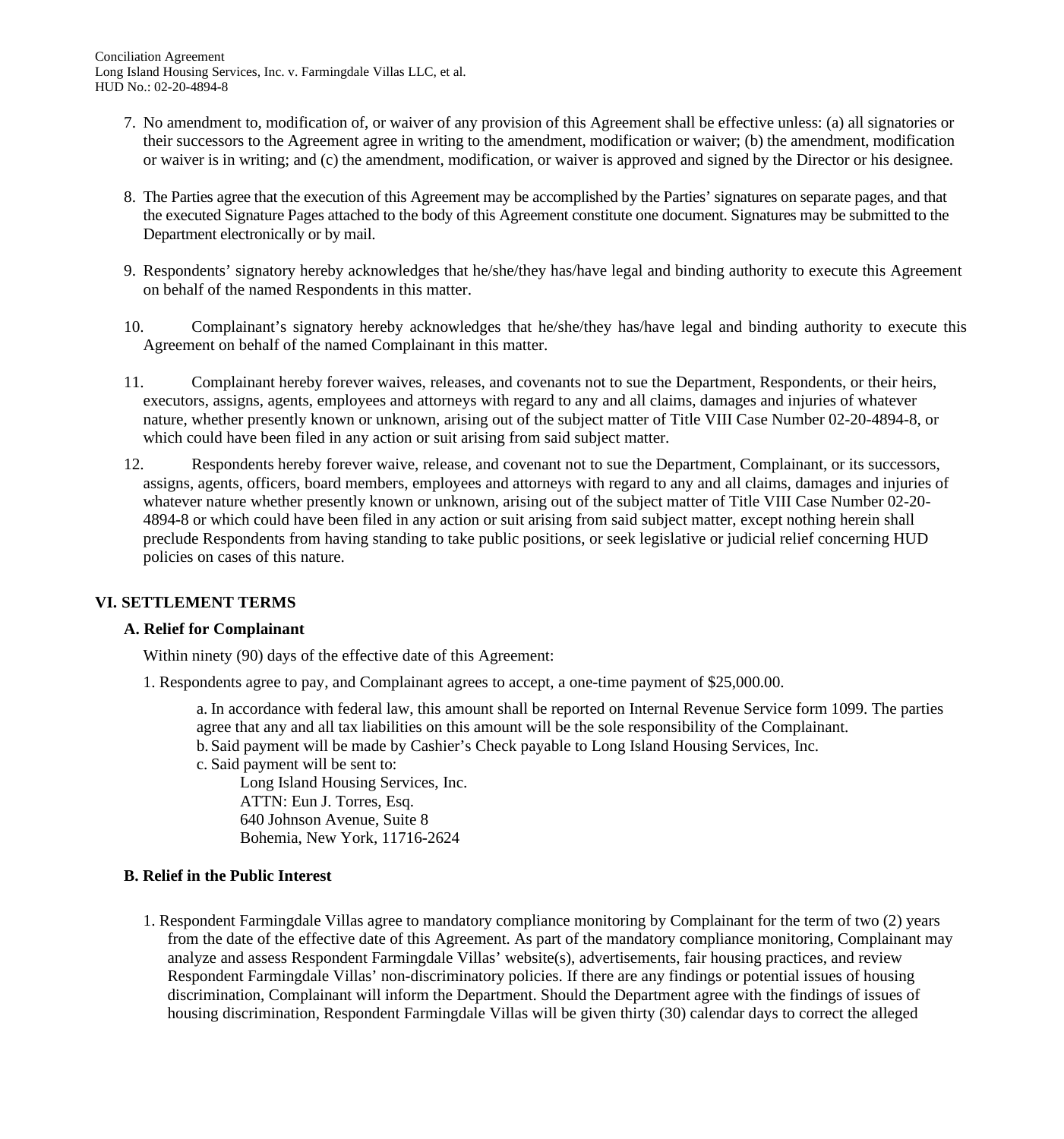7. No amendment to, modification of, or waiver of any provision of this Agreement shall be effective unless: (a) all signatories or their successors to the Agreement agree in writing to the amendment, modification or waiver; (b) the amendment, modification or waiver is in writing; and (c) the amendment, modification, or waiver is approved and signed by the Director or his designee.

8. The Parties agree that the execution of this Agreement may be accomplished by the Parties' signatures on separate pages, and that the executed Signature Pages attached to the body of this Agreement constitute one document. Signatures may be submitted to the Department electronically or by mail.

9. Respondents' signatory hereby acknowledges that he/she/they has/have legal and binding authority to execute this Agreement on behalf of the named Respondents in this matter.

10. Complainant's signatory hereby acknowledges that he/she/they has/have legal and binding authority to execute this Agreement on behalf of the named Complainant in this matter.

11. Complainant hereby forever waives, releases, and covenants not to sue the Department, Respondents, or their heirs, executors, assigns, agents, employees and attorneys with regard to any and all claims, damages and injuries of whatever nature, whether presently known or unknown, arising out of the subject matter of Title VIII Case Number 02-20-4894-8, or which could have been filed in any action or suit arising from said subject matter.

12. Respondents hereby forever waive, release, and covenant not to sue the Department, Complainant, or its successors, assigns, agents, officers, board members, employees and attorneys with regard to any and all claims, damages and injuries of whatever nature whether presently known or unknown, arising out of the subject matter of Title VIII Case Number 02-20-4894-8 or which could have been filed in any action or suit arising from said subject matter, except nothing herein shall preclude Respondents from having standing to take public positions, or seek legislative or judicial relief concerning HUD policies on cases of this nature.

## VI. SETTLEMENT TERMS

### A. Relief for Complainant

Within ninety (90) days of the effective date of this Agreement:

1. Respondents agree to pay, and Complainant agrees to accept, a one-time payment of $25,000.00.

   a. In accordance with federal law, this amount shall be reported on Internal Revenue Service form 1099. The parties agree that any and all tax liabilities on this amount will be the sole responsibility of the Complainant.
   
   b. Said payment will be made by Cashier's Check payable to Long Island Housing Services, Inc.
   
   c. Said payment will be sent to:
   
      Long Island Housing Services, Inc.
      ATTN: Eun J. Torres, Esq.
      640 Johnson Avenue, Suite 8
      Bohemia, New York, 11716-2624

### B. Relief in the Public Interest

1. Respondent Farmingdale Villas agree to mandatory compliance monitoring by Complainant for the term of two (2) years from the date of the effective date of this Agreement. As part of the mandatory compliance monitoring, Complainant may analyze and assess Respondent Farmingdale Villas' website(s), advertisements, fair housing practices, and review Respondent Farmingdale Villas' non-discriminatory policies. If there are any findings or potential issues of housing discrimination, Complainant will inform the Department. Should the Department agree with the findings of issues of housing discrimination, Respondent Farmingdale Villas will be given thirty (30) calendar days to correct the alleged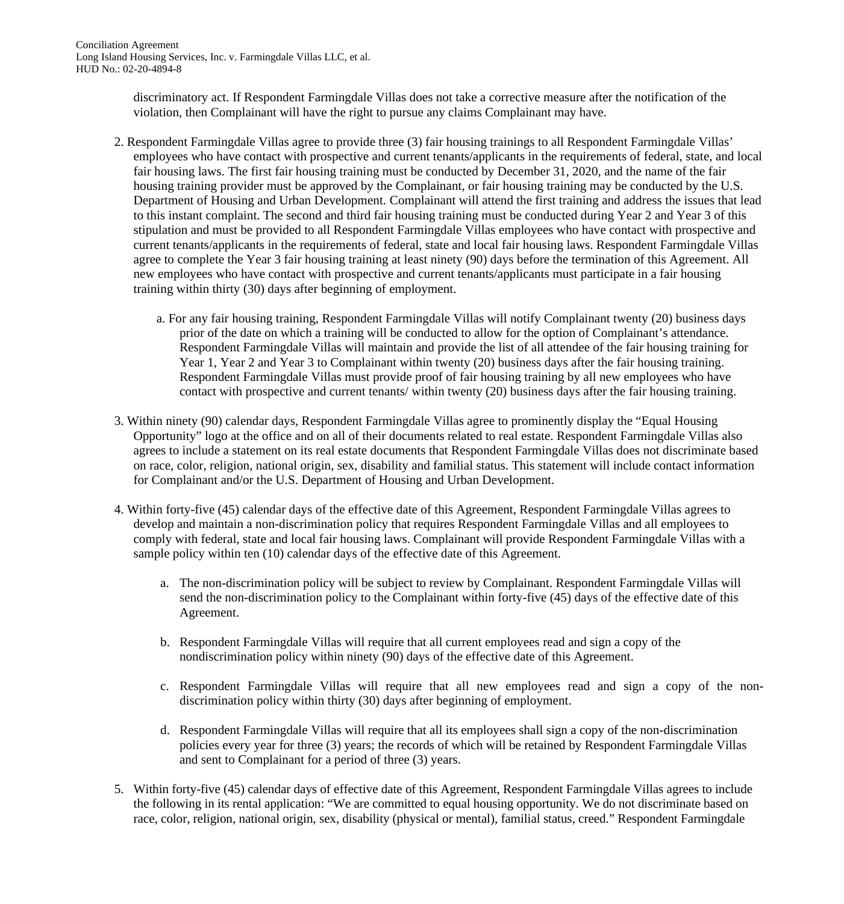discriminatory act. If Respondent Farmingdale Villas does not take a corrective measure after the notification of the violation, then Complainant will have the right to pursue any claims Complainant may have.

2. Respondent Farmingdale Villas agree to provide three (3) fair housing trainings to all Respondent Farmingdale Villas' employees who have contact with prospective and current tenants/applicants in the requirements of federal, state, and local fair housing laws. The first fair housing training must be conducted by December 31, 2020, and the name of the fair housing training provider must be approved by the Complainant, or fair housing training may be conducted by the U.S. Department of Housing and Urban Development. Complainant will attend the first training and address the issues that lead to this instant complaint. The second and third fair housing training must be conducted during Year 2 and Year 3 of this stipulation and must be provided to all Respondent Farmingdale Villas employees who have contact with prospective and current tenants/applicants in the requirements of federal, state and local fair housing laws. Respondent Farmingdale Villas agree to complete the Year 3 fair housing training at least ninety (90) days before the termination of this Agreement. All new employees who have contact with prospective and current tenants/applicants must participate in a fair housing training within thirty (30) days after beginning of employment.

    a. For any fair housing training, Respondent Farmingdale Villas will notify Complainant twenty (20) business days prior of the date on which a training will be conducted to allow for the option of Complainant's attendance. Respondent Farmingdale Villas will maintain and provide the list of all attendee of the fair housing training for Year 1, Year 2 and Year 3 to Complainant within twenty (20) business days after the fair housing training. Respondent Farmingdale Villas must provide proof of fair housing training by all new employees who have contact with prospective and current tenants/ within twenty (20) business days after the fair housing training.

3. Within ninety (90) calendar days, Respondent Farmingdale Villas agree to prominently display the "Equal Housing Opportunity" logo at the office and on all of their documents related to real estate. Respondent Farmingdale Villas also agrees to include a statement on its real estate documents that Respondent Farmingdale Villas does not discriminate based on race, color, religion, national origin, sex, disability and familial status. This statement will include contact information for Complainant and/or the U.S. Department of Housing and Urban Development.

4. Within forty-five (45) calendar days of the effective date of this Agreement, Respondent Farmingdale Villas agrees to develop and maintain a non-discrimination policy that requires Respondent Farmingdale Villas and all employees to comply with federal, state and local fair housing laws. Complainant will provide Respondent Farmingdale Villas with a sample policy within ten (10) calendar days of the effective date of this Agreement.

    a. The non-discrimination policy will be subject to review by Complainant. Respondent Farmingdale Villas will send the non-discrimination policy to the Complainant within forty-five (45) days of the effective date of this Agreement.

    b. Respondent Farmingdale Villas will require that all current employees read and sign a copy of the nondiscrimination policy within ninety (90) days of the effective date of this Agreement.

    c. Respondent Farmingdale Villas will require that all new employees read and sign a copy of the non-discrimination policy within thirty (30) days after beginning of employment.

    d. Respondent Farmingdale Villas will require that all its employees shall sign a copy of the non-discrimination policies every year for three (3) years; the records of which will be retained by Respondent Farmingdale Villas and sent to Complainant for a period of three (3) years.

5. Within forty-five (45) calendar days of effective date of this Agreement, Respondent Farmingdale Villas agrees to include the following in its rental application: "We are committed to equal housing opportunity. We do not discriminate based on race, color, religion, national origin, sex, disability (physical or mental), familial status, creed." Respondent Farmingdale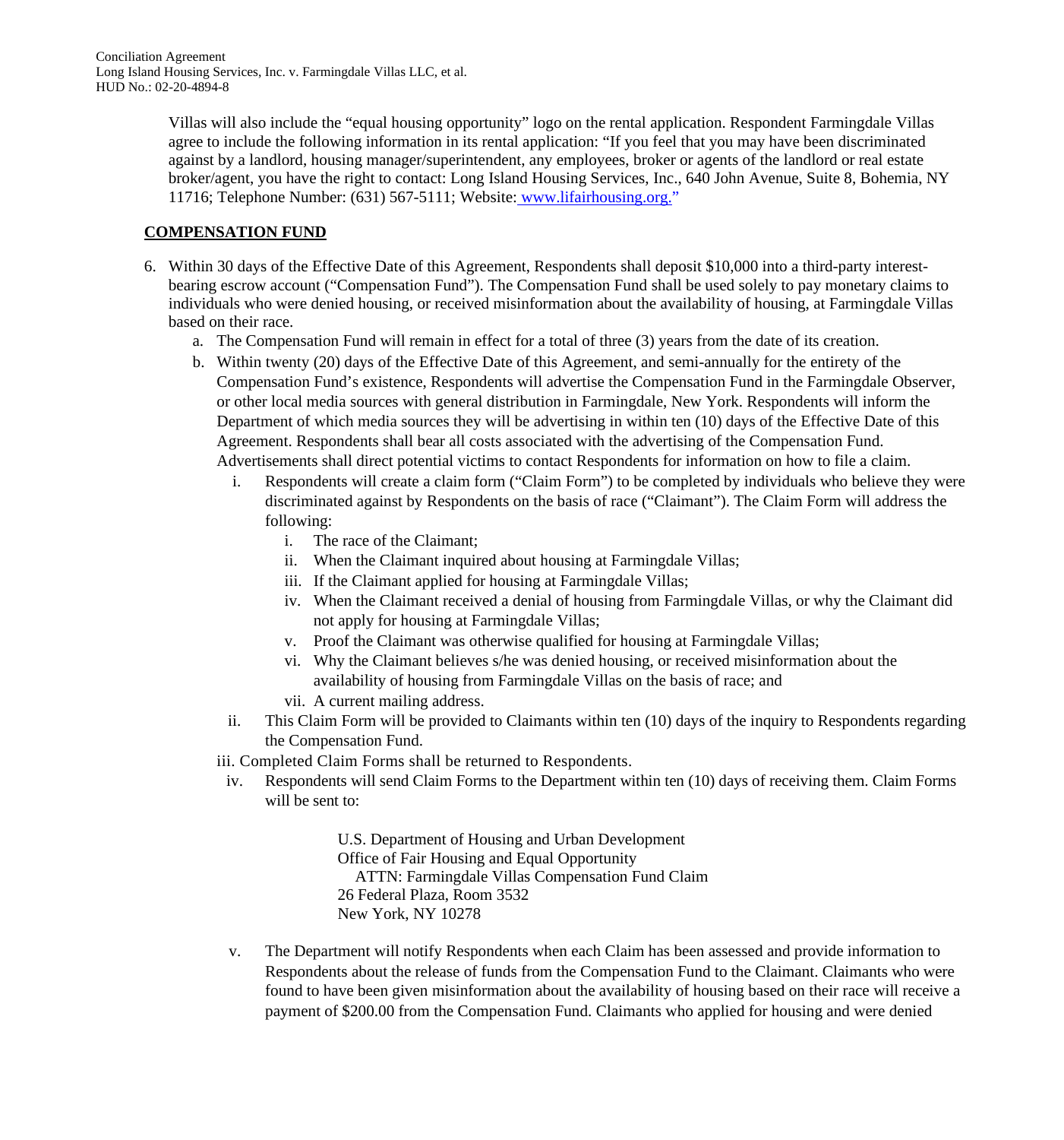Villas will also include the “equal housing opportunity” logo on the rental application. Respondent Farmingdale Villas agree to include the following information in its rental application: “If you feel that you may have been discriminated against by a landlord, housing manager/superintendent, any employees, broker or agents of the landlord or real estate broker/agent, you have the right to contact: Long Island Housing Services, Inc., 640 John Avenue, Suite 8, Bohemia, NY 11716; Telephone Number: (631) 567-5111; Website: www.lifairhousing.org.”

**COMPENSATION FUND**

6. Within 30 days of the Effective Date of this Agreement, Respondents shall deposit $10,000 into a third-party interest-bearing escrow account (“Compensation Fund”). The Compensation Fund shall be used solely to pay monetary claims to individuals who were denied housing, or received misinformation about the availability of housing, at Farmingdale Villas based on their race.
   a. The Compensation Fund will remain in effect for a total of three (3) years from the date of its creation.
   b. Within twenty (20) days of the Effective Date of this Agreement, and semi-annually for the entirety of the Compensation Fund’s existence, Respondents will advertise the Compensation Fund in the Farmingdale Observer, or other local media sources with general distribution in Farmingdale, New York. Respondents will inform the Department of which media sources they will be advertising in within ten (10) days of the Effective Date of this Agreement. Respondents shall bear all costs associated with the advertising of the Compensation Fund. Advertisements shall direct potential victims to contact Respondents for information on how to file a claim.
      i. Respondents will create a claim form (“Claim Form”) to be completed by individuals who believe they were discriminated against by Respondents on the basis of race (“Claimant”). The Claim Form will address the following:
         i. The race of the Claimant;
         ii. When the Claimant inquired about housing at Farmingdale Villas;
         iii. If the Claimant applied for housing at Farmingdale Villas;
         iv. When the Claimant received a denial of housing from Farmingdale Villas, or why the Claimant did not apply for housing at Farmingdale Villas;
         v. Proof the Claimant was otherwise qualified for housing at Farmingdale Villas;
         vi. Why the Claimant believes s/he was denied housing, or received misinformation about the availability of housing from Farmingdale Villas on the basis of race; and
         vii. A current mailing address.
      ii. This Claim Form will be provided to Claimants within ten (10) days of the inquiry to Respondents regarding the Compensation Fund.
      iii. Completed Claim Forms shall be returned to Respondents.
      iv. Respondents will send Claim Forms to the Department within ten (10) days of receiving them. Claim Forms will be sent to:

         U.S. Department of Housing and Urban Development
         Office of Fair Housing and Equal Opportunity
         ATTN: Farmingdale Villas Compensation Fund Claim
         26 Federal Plaza, Room 3532
         New York, NY 10278

      v. The Department will notify Respondents when each Claim has been assessed and provide information to Respondents about the release of funds from the Compensation Fund to the Claimant. Claimants who were found to have been given misinformation about the availability of housing based on their race will receive a payment of $200.00 from the Compensation Fund. Claimants who applied for housing and were denied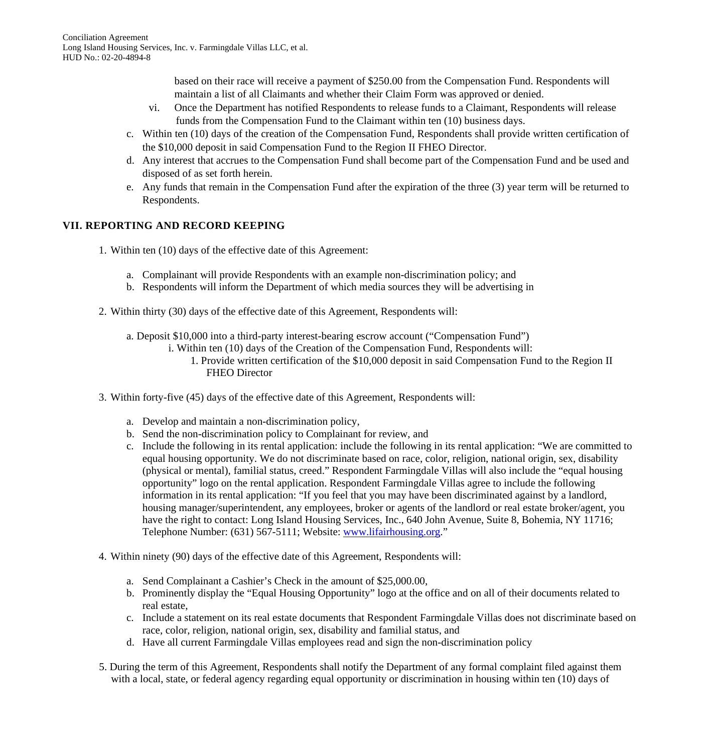based on their race will receive a payment of $250.00 from the Compensation Fund. Respondents will maintain a list of all Claimants and whether their Claim Form was approved or denied.

vi. Once the Department has notified Respondents to release funds to a Claimant, Respondents will release funds from the Compensation Fund to the Claimant within ten (10) business days.

c. Within ten (10) days of the creation of the Compensation Fund, Respondents shall provide written certification of the $10,000 deposit in said Compensation Fund to the Region II FHEO Director.

d. Any interest that accrues to the Compensation Fund shall become part of the Compensation Fund and be used and disposed of as set forth herein.

e. Any funds that remain in the Compensation Fund after the expiration of the three (3) year term will be returned to Respondents.

## VII. REPORTING AND RECORD KEEPING

1. Within ten (10) days of the effective date of this Agreement:

   a. Complainant will provide Respondents with an example non-discrimination policy; and
   b. Respondents will inform the Department of which media sources they will be advertising in

2. Within thirty (30) days of the effective date of this Agreement, Respondents will:

   a. Deposit $10,000 into a third-party interest-bearing escrow account ("Compensation Fund")
      i. Within ten (10) days of the Creation of the Compensation Fund, Respondents will:
         1. Provide written certification of the $10,000 deposit in said Compensation Fund to the Region II FHEO Director

3. Within forty-five (45) days of the effective date of this Agreement, Respondents will:

   a. Develop and maintain a non-discrimination policy,
   b. Send the non-discrimination policy to Complainant for review, and
   c. Include the following in its rental application: include the following in its rental application: "We are committed to equal housing opportunity. We do not discriminate based on race, color, religion, national origin, sex, disability (physical or mental), familial status, creed." Respondent Farmingdale Villas will also include the "equal housing opportunity" logo on the rental application. Respondent Farmingdale Villas agree to include the following information in its rental application: "If you feel that you may have been discriminated against by a landlord, housing manager/superintendent, any employees, broker or agents of the landlord or real estate broker/agent, you have the right to contact: Long Island Housing Services, Inc., 640 John Avenue, Suite 8, Bohemia, NY 11716; Telephone Number: (631) 567-5111; Website: www.lifairhousing.org."

4. Within ninety (90) days of the effective date of this Agreement, Respondents will:

   a. Send Complainant a Cashier's Check in the amount of $25,000.00,
   b. Prominently display the "Equal Housing Opportunity" logo at the office and on all of their documents related to real estate,
   c. Include a statement on its real estate documents that Respondent Farmingdale Villas does not discriminate based on race, color, religion, national origin, sex, disability and familial status, and
   d. Have all current Farmingdale Villas employees read and sign the non-discrimination policy

5. During the term of this Agreement, Respondents shall notify the Department of any formal complaint filed against them with a local, state, or federal agency regarding equal opportunity or discrimination in housing within ten (10) days of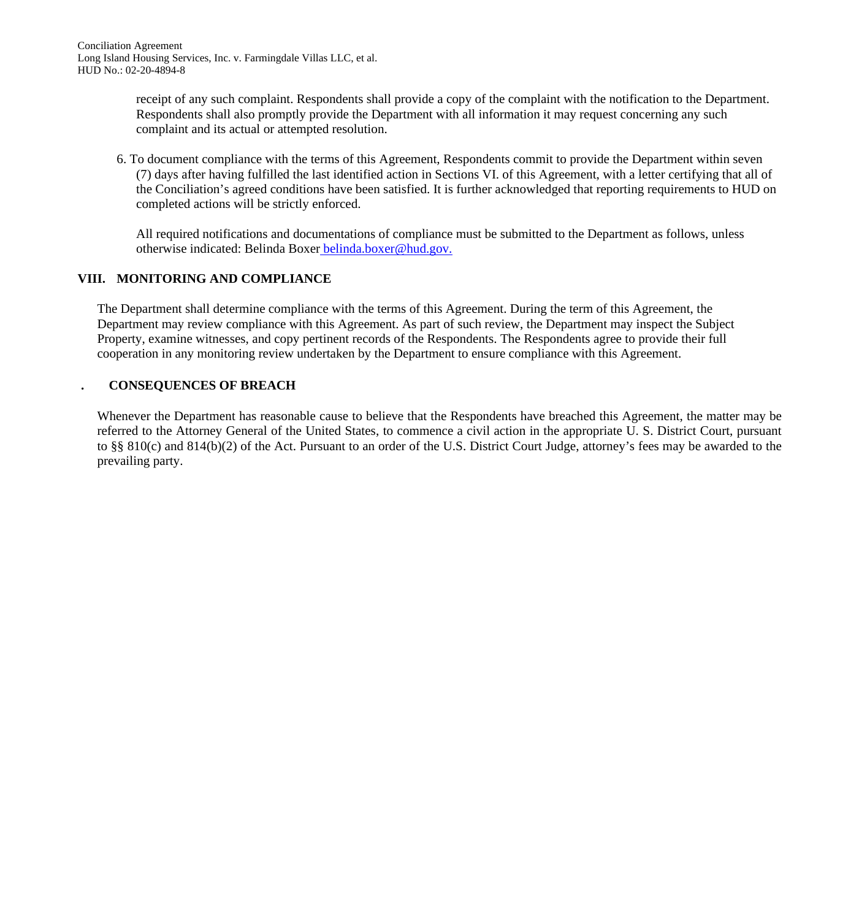receipt of any such complaint. Respondents shall provide a copy of the complaint with the notification to the Department. Respondents shall also promptly provide the Department with all information it may request concerning any such complaint and its actual or attempted resolution.

6. To document compliance with the terms of this Agreement, Respondents commit to provide the Department within seven (7) days after having fulfilled the last identified action in Sections VI. of this Agreement, with a letter certifying that all of the Conciliation's agreed conditions have been satisfied. It is further acknowledged that reporting requirements to HUD on completed actions will be strictly enforced.

   All required notifications and documentations of compliance must be submitted to the Department as follows, unless otherwise indicated: Belinda Boxer belinda.boxer@hud.gov.

## VIII. MONITORING AND COMPLIANCE

The Department shall determine compliance with the terms of this Agreement. During the term of this Agreement, the Department may review compliance with this Agreement. As part of such review, the Department may inspect the Subject Property, examine witnesses, and copy pertinent records of the Respondents. The Respondents agree to provide their full cooperation in any monitoring review undertaken by the Department to ensure compliance with this Agreement.

## . CONSEQUENCES OF BREACH

Whenever the Department has reasonable cause to believe that the Respondents have breached this Agreement, the matter may be referred to the Attorney General of the United States, to commence a civil action in the appropriate U. S. District Court, pursuant to §§ 810(c) and 814(b)(2) of the Act. Pursuant to an order of the U.S. District Court Judge, attorney's fees may be awarded to the prevailing party.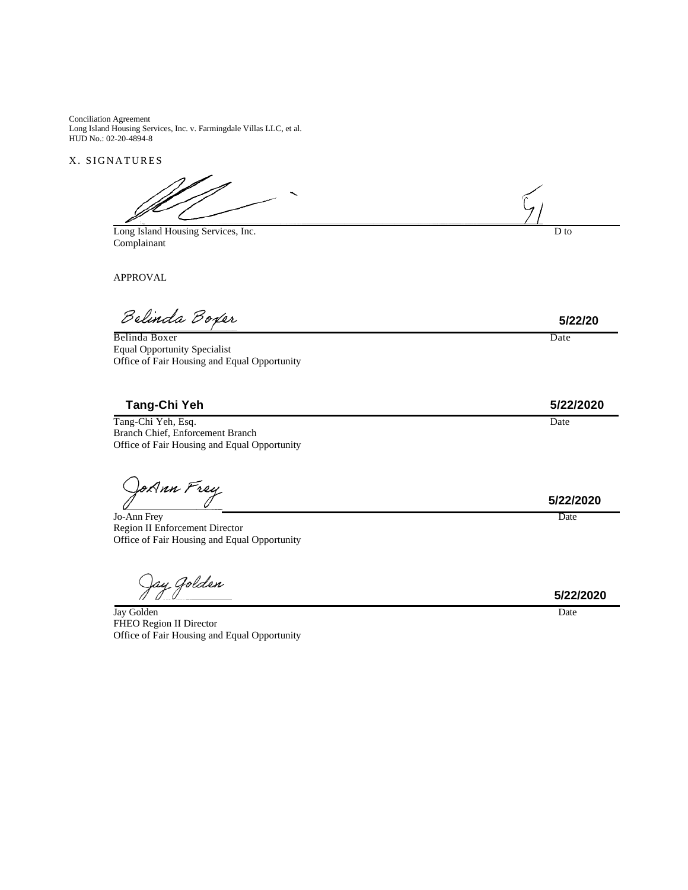Conciliation Agreement
Long Island Housing Services, Inc. v. Farmingdale Villas LLC, et al.
HUD No.: 02-20-4894-8

X. SIGNATURES

Long Island Housing Services, Inc. D to
Complainant

APPROVAL

Belinda Boxer 5/22/20

Belinda Boxer Date
Equal Opportunity Specialist
Office of Fair Housing and Equal Opportunity

**Tang-Chi Yeh** **5/22/2020**

Tang-Chi Yeh, Esq. Date
Branch Chief, Enforcement Branch
Office of Fair Housing and Equal Opportunity

JoAnn Frey **5/22/2020**

Jo-Ann Frey Date
Region II Enforcement Director
Office of Fair Housing and Equal Opportunity

Jay Golden **5/22/2020**

Jay Golden Date
FHEO Region II Director
Office of Fair Housing and Equal Opportunity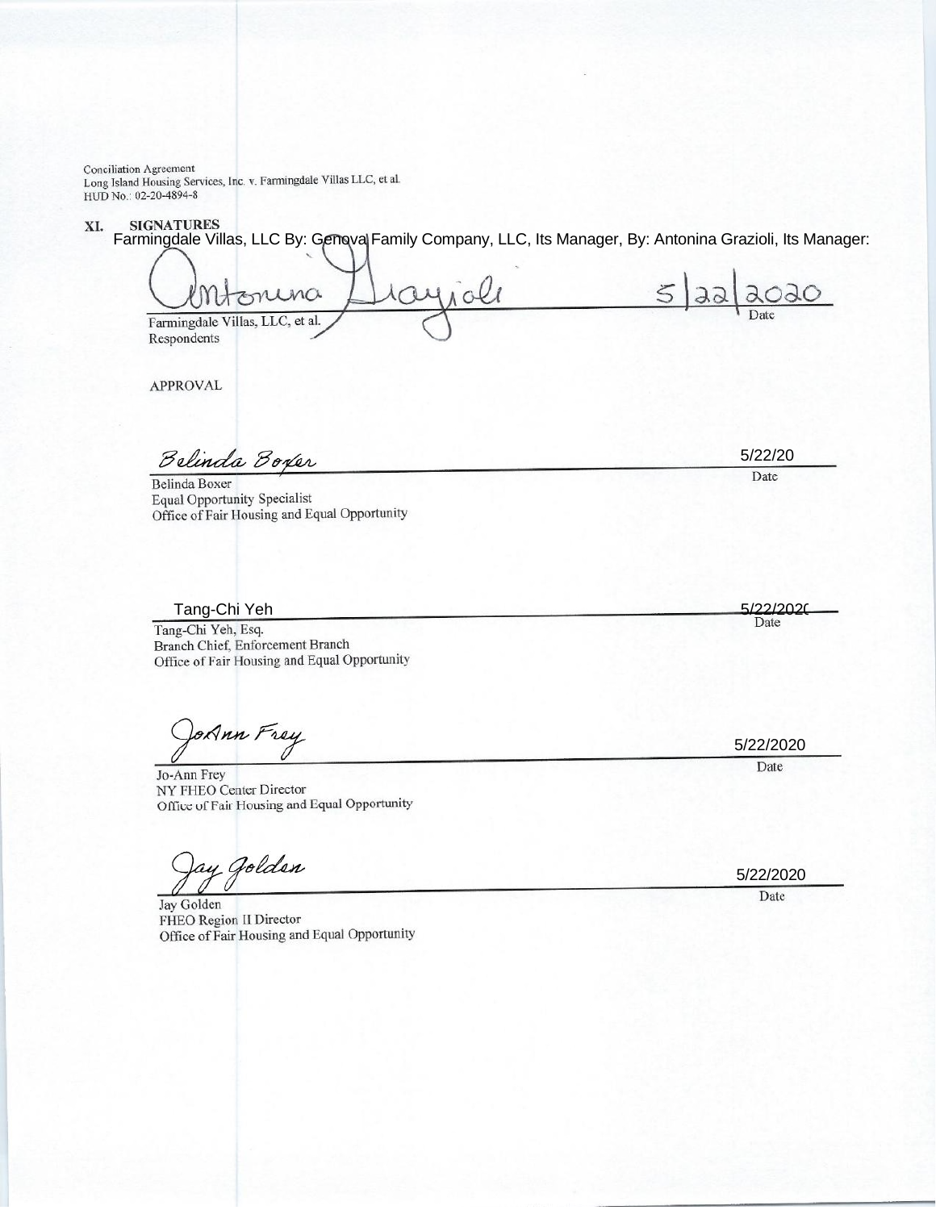Conciliation Agreement
Long Island Housing Services, Inc. v. Farmingdale Villas LLC, et al.
HUD No.: 02-20-4894-8

## XI. SIGNATURES

Farmingdale Villas, LLC By: Genova Family Company, LLC, Its Manager, By: Antonina Grazioli, Its Manager:

Antonina Grazioli 5/22/2020

Farmingdale Villas, LLC, et al. Date
Respondents

APPROVAL

Belinda Boxer 5/22/20

Belinda Boxer Date
Equal Opportunity Specialist
Office of Fair Housing and Equal Opportunity

Tang-Chi Yeh 5/22/2020

Tang-Chi Yeh, Esq. Date
Branch Chief, Enforcement Branch
Office of Fair Housing and Equal Opportunity

JoAnn Frey 5/22/2020

Jo-Ann Frey Date
NY FHEO Center Director
Office of Fair Housing and Equal Opportunity

Jay Golden 5/22/2020

Jay Golden Date
FHEO Region II Director
Office of Fair Housing and Equal Opportunity